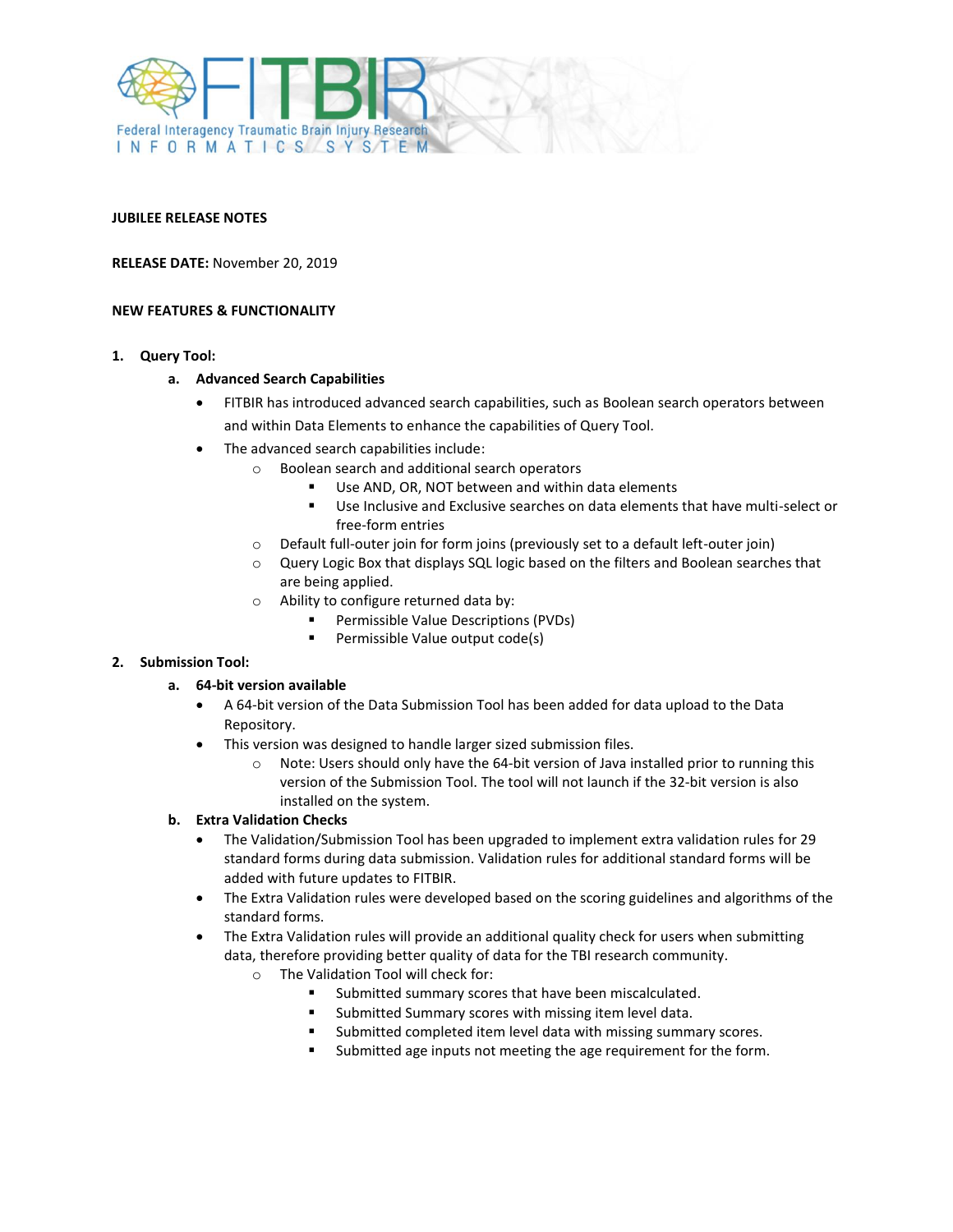Federal Interagency Traumatic Brain Injury Research
INFORMATICS SYSTEM

**JUBILEE RELEASE NOTES**

**RELEASE DATE:** November 20, 2019

**NEW FEATURES & FUNCTIONALITY**

1. **Query Tool:**
   a. **Advanced Search Capabilities**
      - FITBIR has introduced advanced search capabilities, such as Boolean search operators between and within Data Elements to enhance the capabilities of Query Tool.
      - The advanced search capabilities include:
        - Boolean search and additional search operators
          - Use AND, OR, NOT between and within data elements
          - Use Inclusive and Exclusive searches on data elements that have multi-select or free-form entries
        - Default full-outer join for form joins (previously set to a default left-outer join)
        - Query Logic Box that displays SQL logic based on the filters and Boolean searches that are being applied.
        - Ability to configure returned data by:
          - Permissible Value Descriptions (PVDs)
          - Permissible Value output code(s)
2. **Submission Tool:**
   a. **64-bit version available**
      - A 64-bit version of the Data Submission Tool has been added for data upload to the Data Repository.
      - This version was designed to handle larger sized submission files.
        - Note: Users should only have the 64-bit version of Java installed prior to running this version of the Submission Tool. The tool will not launch if the 32-bit version is also installed on the system.

   b. **Extra Validation Checks**
      - The Validation/Submission Tool has been upgraded to implement extra validation rules for 29 standard forms during data submission. Validation rules for additional standard forms will be added with future updates to FITBIR.
      - The Extra Validation rules were developed based on the scoring guidelines and algorithms of the standard forms.
      - The Extra Validation rules will provide an additional quality check for users when submitting data, therefore providing better quality of data for the TBI research community.
        - The Validation Tool will check for:
          - Submitted summary scores that have been miscalculated.
          - Submitted Summary scores with missing item level data.
          - Submitted completed item level data with missing summary scores.
          - Submitted age inputs not meeting the age requirement for the form.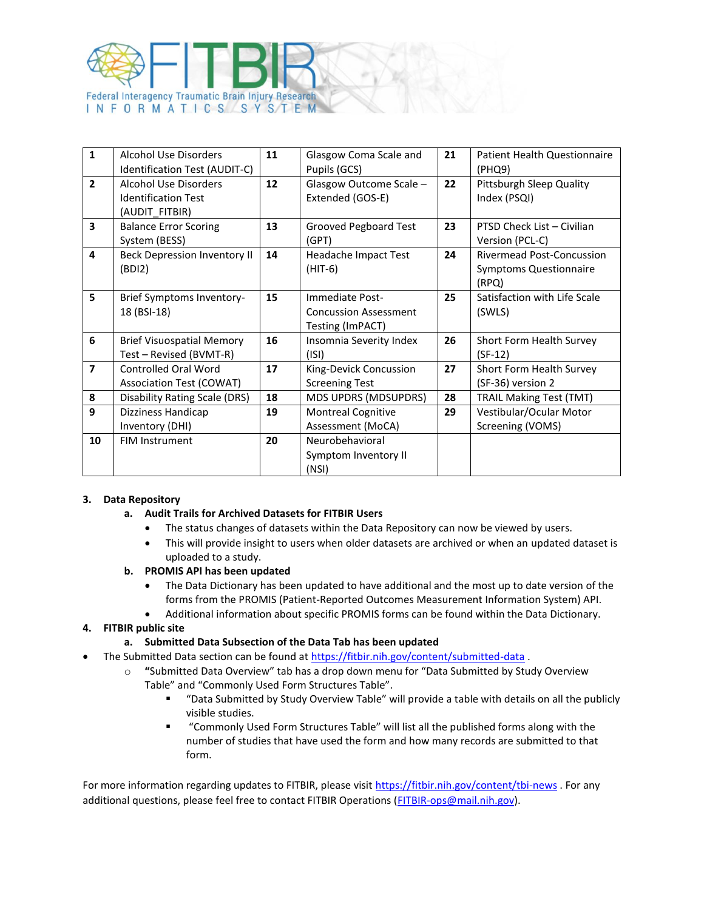| | | | | | |
|---|---|---|---|---|---|
| **1** | Alcohol Use Disorders Identification Test (AUDIT-C) | **11** | Glasgow Coma Scale and Pupils (GCS) | **21** | Patient Health Questionnaire (PHQ9) |
| **2** | Alcohol Use Disorders Identification Test (AUDIT_FITBIR) | **12** | Glasgow Outcome Scale – Extended (GOS-E) | **22** | Pittsburgh Sleep Quality Index (PSQI) |
| **3** | Balance Error Scoring System (BESS) | **13** | Grooved Pegboard Test (GPT) | **23** | PTSD Check List – Civilian Version (PCL-C) |
| **4** | Beck Depression Inventory II (BDI2) | **14** | Headache Impact Test (HIT-6) | **24** | Rivermead Post-Concussion Symptoms Questionnaire (RPQ) |
| **5** | Brief Symptoms Inventory-18 (BSI-18) | **15** | Immediate Post-Concussion Assessment Testing (ImPACT) | **25** | Satisfaction with Life Scale (SWLS) |
| **6** | Brief Visuospatial Memory Test – Revised (BVMT-R) | **16** | Insomnia Severity Index (ISI) | **26** | Short Form Health Survey (SF-12) |
| **7** | Controlled Oral Word Association Test (COWAT) | **17** | King-Devick Concussion Screening Test | **27** | Short Form Health Survey (SF-36) version 2 |
| **8** | Disability Rating Scale (DRS) | **18** | MDS UPDRS (MDSUPDRS) | **28** | TRAIL Making Test (TMT) |
| **9** | Dizziness Handicap Inventory (DHI) | **19** | Montreal Cognitive Assessment (MoCA) | **29** | Vestibular/Ocular Motor Screening (VOMS) |
| **10** | FIM Instrument | **20** | Neurobehavioral Symptom Inventory II (NSI) | | |

**3. Data Repository**

**a. Audit Trails for Archived Datasets for FITBIR Users**

- The status changes of datasets within the Data Repository can now be viewed by users.
- This will provide insight to users when older datasets are archived or when an updated dataset is uploaded to a study.

**b. PROMIS API has been updated**

- The Data Dictionary has been updated to have additional and the most up to date version of the forms from the PROMIS (Patient-Reported Outcomes Measurement Information System) API.
- Additional information about specific PROMIS forms can be found within the Data Dictionary.

**4. FITBIR public site**

**a. Submitted Data Subsection of the Data Tab has been updated**

- The Submitted Data section can be found at https://fitbir.nih.gov/content/submitted-data .
  - "Submitted Data Overview" tab has a drop down menu for "Data Submitted by Study Overview Table" and "Commonly Used Form Structures Table".
    - "Data Submitted by Study Overview Table" will provide a table with details on all the publicly visible studies.
    - "Commonly Used Form Structures Table" will list all the published forms along with the number of studies that have used the form and how many records are submitted to that form.

For more information regarding updates to FITBIR, please visit https://fitbir.nih.gov/content/tbi-news . For any additional questions, please feel free to contact FITBIR Operations (FITBIR-ops@mail.nih.gov).